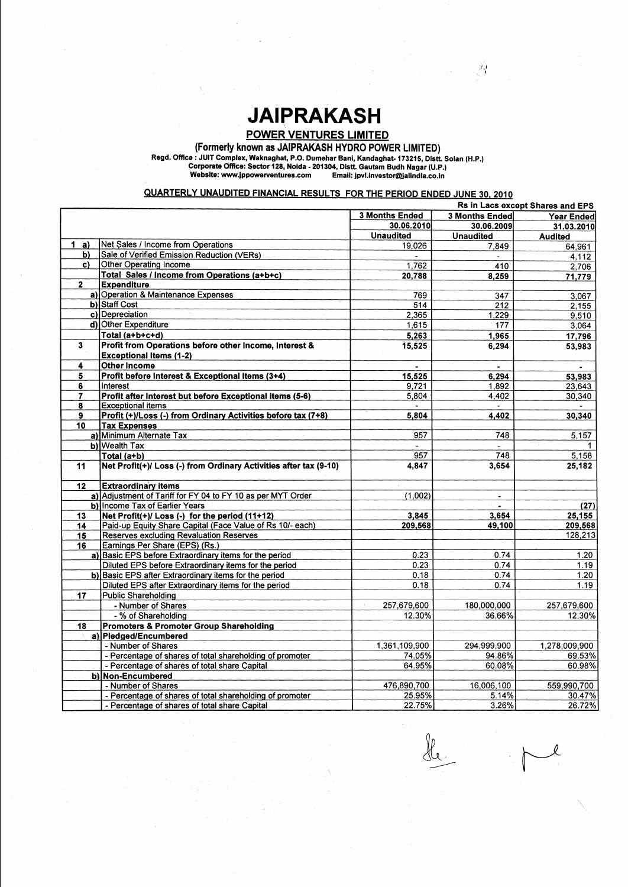# JAIPRAKASH

## POWER VENTURES LIMITED

**(Formerly known as JAIPRAKASH HYDRO POWER LIMITED)**

**Regd. Office : JUIT Complex, Waknaghat, P.O. Dumehar Bani, Kandaghat- 173215, Distt. Solan (H.P.)**
**Corporate Office: Sector 128, Noida - 201304, Distt. Gautam Budh Nagar (U.P.)**
**Website: www.jppowerventures.com Email: jpvl.investor@jalindia.co.in**

### QUARTERLY UNAUDITED FINANCIAL RESULTS FOR THE PERIOD ENDED JUNE 30, 2010

**Rs in Lacs except Shares and EPS**

| | | | 3 Months Ended | 3 Months Ended | Year Ended |
|---|---|---|---|---|---|
| | | | 30.06.2010 | 30.06.2009 | 31.03.2010 |
| | | | Unaudited | Unaudited | Audited |
| 1 | a) | Net Sales / Income from Operations | 19,026 | 7,849 | 64,961 |
| | b) | Sale of Verified Emission Reduction (VERs) | - | - | 4,112 |
| | c) | Other Operating Income | 1,762 | 410 | 2,706 |
| | | **Total Sales / Income from Operations (a+b+c)** | **20,788** | **8,259** | **71,779** |
| 2 | | **Expenditure** | | | |
| | a) | Operation & Maintenance Expenses | 769 | 347 | 3,067 |
| | b) | Staff Cost | 514 | 212 | 2,155 |
| | c) | Depreciation | 2,365 | 1,229 | 9,510 |
| | d) | Other Expenditure | 1,615 | 177 | 3,064 |
| | | **Total (a+b+c+d)** | **5,263** | **1,965** | **17,796** |
| 3 | | **Profit from Operations before other Income, Interest & Exceptional Items (1-2)** | **15,525** | **6,294** | **53,983** |
| 4 | | **Other Income** | - | - | - |
| 5 | | **Profit before Interest & Exceptional Items (3+4)** | **15,525** | **6,294** | **53,983** |
| 6 | | Interest | 9,721 | 1,892 | 23,643 |
| 7 | | **Profit after Interest but before Exceptional items (5-6)** | 5,804 | 4,402 | 30,340 |
| 8 | | Exceptional items | - | - | - |
| 9 | | **Profit (+)/Loss (-) from Ordinary Activities before tax (7+8)** | **5,804** | **4,402** | **30,340** |
| 10 | | **Tax Expenses** | | | |
| | a) | Minimum Alternate Tax | 957 | 748 | 5,157 |
| | b) | Wealth Tax | - | - | 1 |
| | | Total (a+b) | 957 | 748 | 5,158 |
| 11 | | **Net Profit(+)/ Loss (-) from Ordinary Activities after tax (9-10)** | **4,847** | **3,654** | **25,182** |
| 12 | | **Extraordinary items** | | | |
| | a) | Adjustment of Tariff for FY 04 to FY 10 as per MYT Order | (1,002) | - | |
| | b) | Income Tax of Earlier Years | | - | (27) |
| 13 | | **Net Profit(+)/ Loss (-) for the period (11+12)** | **3,845** | **3,654** | **25,155** |
| 14 | | Paid-up Equity Share Capital (Face Value of Rs 10/- each) | **209,568** | **49,100** | **209,568** |
| 15 | | Reserves excluding Revaluation Reserves | | | 128,213 |
| 16 | | Earnings Per Share (EPS) (Rs.) | | | |
| | a) | Basic EPS before Extraordinary items for the period | 0.23 | 0.74 | 1.20 |
| | | Diluted EPS before Extraordinary items for the period | 0.23 | 0.74 | 1.19 |
| | b) | Basic EPS after Extraordinary items for the period | 0.18 | 0.74 | 1.20 |
| | | Diluted EPS after Extraordinary items for the period | 0.18 | 0.74 | 1.19 |
| 17 | | Public Shareholding | | | |
| | | - Number of Shares | 257,679,600 | 180,000,000 | 257,679,600 |
| | | - % of Shareholding | 12.30% | 36.66% | 12.30% |
| 18 | | **Promoters & Promoter Group Shareholding** | | | |
| | a) | **Pledged/Encumbered** | | | |
| | | - Number of Shares | 1,361,109,900 | 294,999,900 | 1,278,009,900 |
| | | - Percentage of shares of total shareholding of promoter | 74.05% | 94.86% | 69.53% |
| | | - Percentage of shares of total share Capital | 64.95% | 60.08% | 60.98% |
| | b) | **Non-Encumbered** | | | |
| | | - Number of Shares | 476,890,700 | 16,006,100 | 559,990,700 |
| | | - Percentage of shares of total shareholding of promoter | 25.95% | 5.14% | 30.47% |
| | | - Percentage of shares of total share Capital | 22.75% | 3.26% | 26.72% |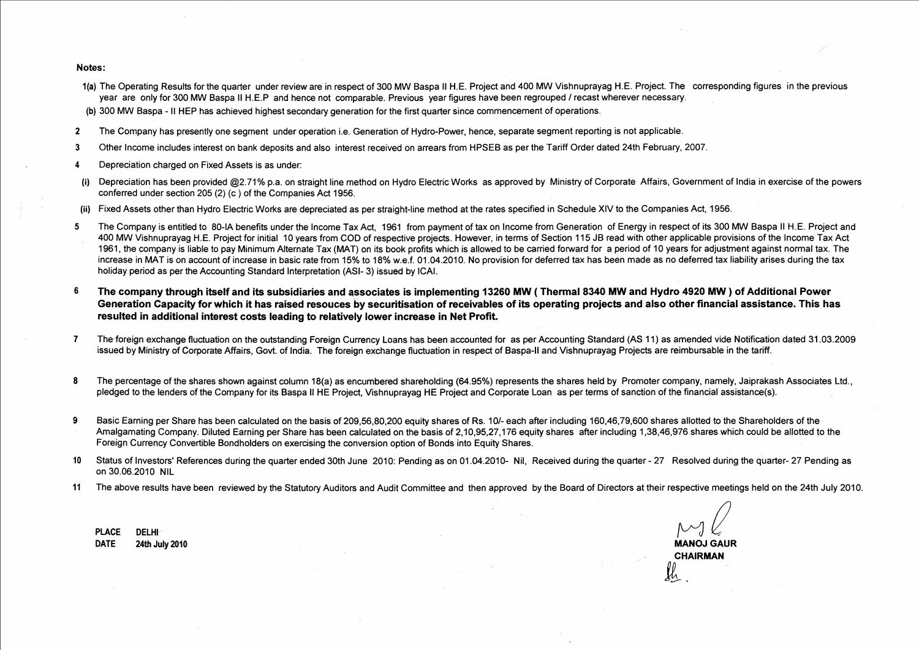**Notes:**

1(a) The Operating Results for the quarter under review are in respect of 300 MW Baspa II H.E. Project and 400 MW Vishnuprayag H.E. Project. The corresponding figures in the previous year are only for 300 MW Baspa II H.E.P and hence not comparable. Previous year figures have been regrouped / recast wherever necessary.

(b) 300 MW Baspa - II HEP has achieved highest secondary generation for the first quarter since commencement of operations.

2 The Company has presently one segment under operation i.e. Generation of Hydro-Power, hence, separate segment reporting is not applicable.

3 Other Income includes interest on bank deposits and also interest received on arrears from HPSEB as per the Tariff Order dated 24th February, 2007.

4 Depreciation charged on Fixed Assets is as under:

(i) Depreciation has been provided @2.71% p.a. on straight line method on Hydro Electric Works as approved by Ministry of Corporate Affairs, Government of India in exercise of the powers conferred under section 205 (2) (c ) of the Companies Act 1956.

(ii) Fixed Assets other than Hydro Electric Works are depreciated as per straight-line method at the rates specified in Schedule XIV to the Companies Act, 1956.

5 The Company is entitled to 80-IA benefits under the Income Tax Act, 1961 from payment of tax on Income from Generation of Energy in respect of its 300 MW Baspa II H.E. Project and 400 MW Vishnuprayag H.E. Project for initial 10 years from COD of respective projects. However, in terms of Section 115 JB read with other applicable provisions of the Income Tax Act 1961, the company is liable to pay Minimum Alternate Tax (MAT) on its book profits which is allowed to be carried forward for a period of 10 years for adjustment against normal tax. The increase in MAT is on account of increase in basic rate from 15% to 18% w.e.f. 01.04.2010. No provision for deferred tax has been made as no deferred tax liability arises during the tax holiday period as per the Accounting Standard Interpretation (ASI- 3) issued by ICAI.

6 **The company through itself and its subsidiaries and associates is implementing 13260 MW ( Thermal 8340 MW and Hydro 4920 MW ) of Additional Power Generation Capacity for which it has raised resouces by securitisation of receivables of its operating projects and also other financial assistance. This has resulted in additional interest costs leading to relatively lower increase in Net Profit.**

7 The foreign exchange fluctuation on the outstanding Foreign Currency Loans has been accounted for as per Accounting Standard (AS 11) as amended vide Notification dated 31.03.2009 issued by Ministry of Corporate Affairs, Govt. of India. The foreign exchange fluctuation in respect of Baspa-II and Vishnuprayag Projects are reimbursable in the tariff.

8 The percentage of the shares shown against column 18(a) as encumbered shareholding (64.95%) represents the shares held by Promoter company, namely, Jaiprakash Associates Ltd., pledged to the lenders of the Company for its Baspa II HE Project, Vishnuprayag HE Project and Corporate Loan as per terms of sanction of the financial assistance(s).

9 Basic Earning per Share has been calculated on the basis of 209,56,80,200 equity shares of Rs. 10/- each after including 160,46,79,600 shares allotted to the Shareholders of the Amalgamating Company. Diluted Earning per Share has been calculated on the basis of 2,10,95,27,176 equity shares after including 1,38,46,976 shares which could be allotted to the Foreign Currency Convertible Bondholders on exercising the conversion option of Bonds into Equity Shares.

10 Status of Investors' References during the quarter ended 30th June 2010: Pending as on 01.04.2010- Nil, Received during the quarter - 27 Resolved during the quarter- 27 Pending as on 30.06.2010 NIL

11 The above results have been reviewed by the Statutory Auditors and Audit Committee and then approved by the Board of Directors at their respective meetings held on the 24th July 2010.

PLACE DELHI
DATE 24th July 2010

MANOJ GAUR
CHAIRMAN